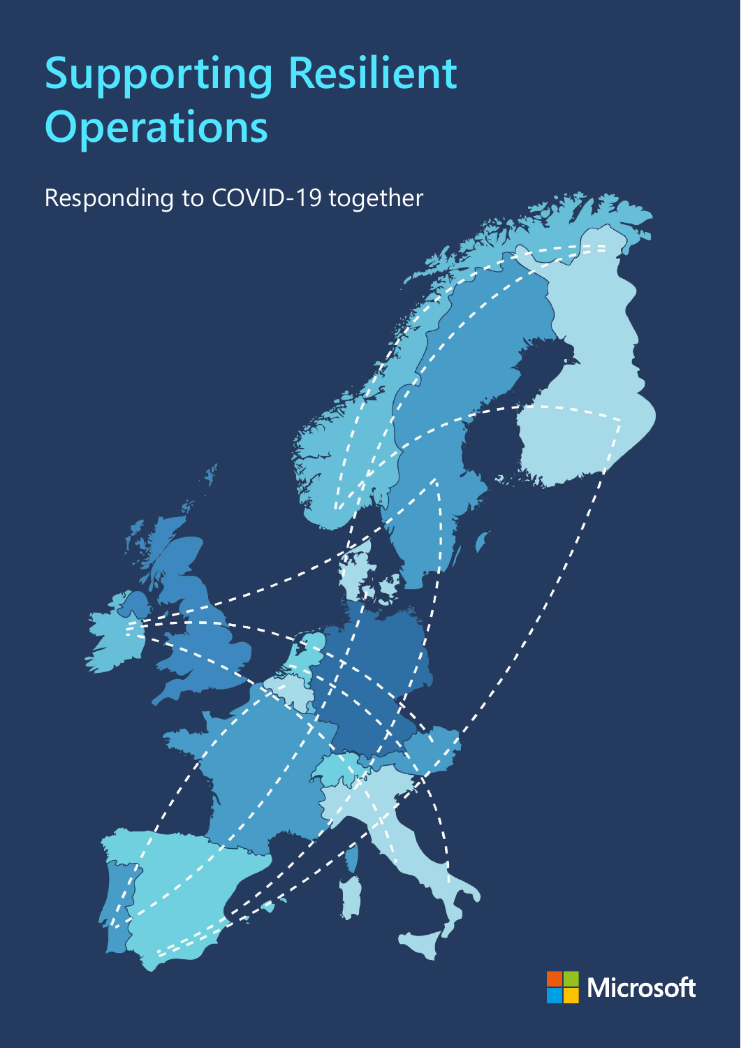# Supporting Resilient Operations

Responding to COVID-19 together

Microsoft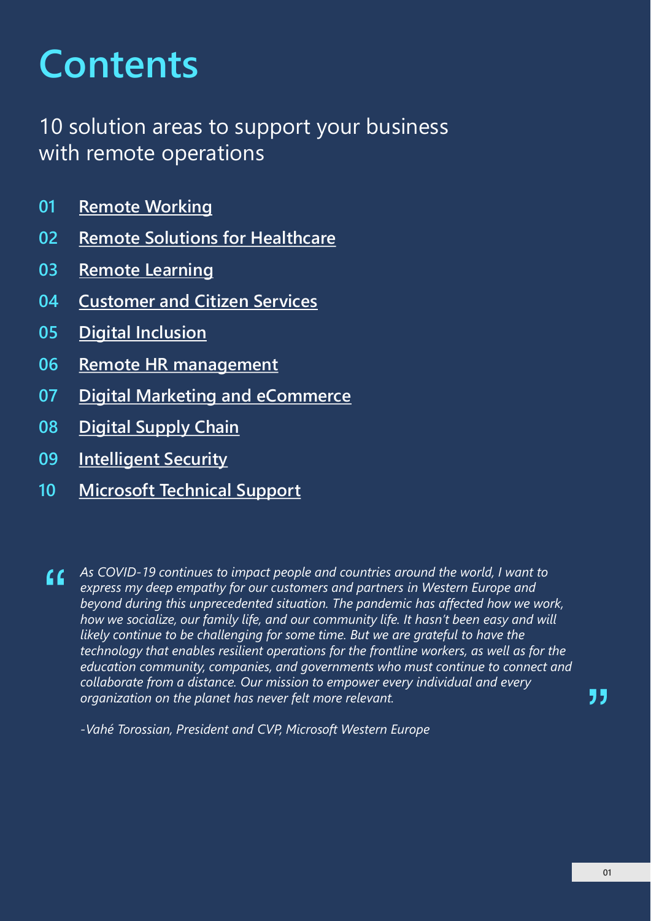# Contents

## 10 solution areas to support your business with remote operations

01 Remote Working

02 Remote Solutions for Healthcare

03 Remote Learning

04 Customer and Citizen Services

05 Digital Inclusion

06 Remote HR management

07 Digital Marketing and eCommerce

08 Digital Supply Chain

09 Intelligent Security

10 Microsoft Technical Support

> *As COVID-19 continues to impact people and countries around the world, I want to express my deep empathy for our customers and partners in Western Europe and beyond during this unprecedented situation. The pandemic has affected how we work, how we socialize, our family life, and our community life. It hasn't been easy and will likely continue to be challenging for some time. But we are grateful to have the technology that enables resilient operations for the frontline workers, as well as for the education community, companies, and governments who must continue to connect and collaborate from a distance. Our mission to empower every individual and every organization on the planet has never felt more relevant.*
>
> *-Vahé Torossian, President and CVP, Microsoft Western Europe*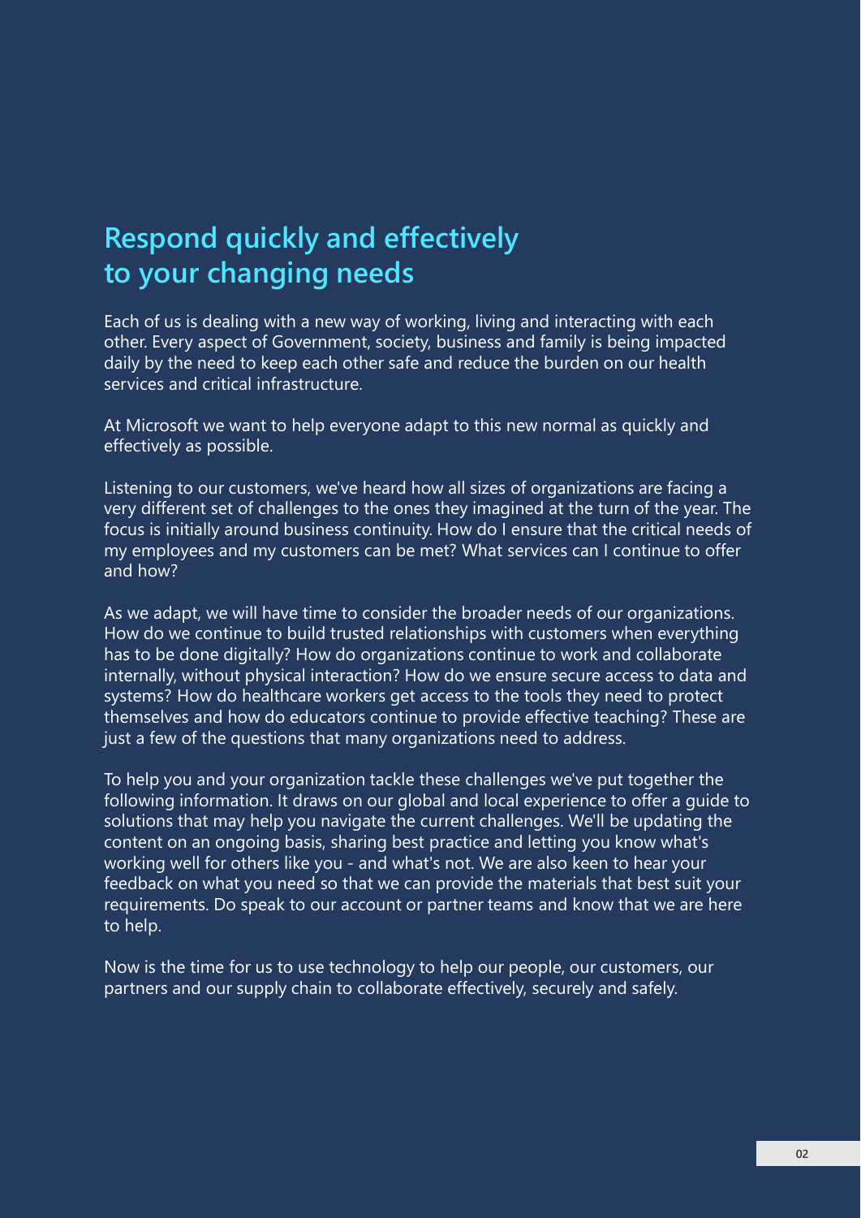# Respond quickly and effectively to your changing needs

Each of us is dealing with a new way of working, living and interacting with each other. Every aspect of Government, society, business and family is being impacted daily by the need to keep each other safe and reduce the burden on our health services and critical infrastructure.

At Microsoft we want to help everyone adapt to this new normal as quickly and effectively as possible.

Listening to our customers, we've heard how all sizes of organizations are facing a very different set of challenges to the ones they imagined at the turn of the year. The focus is initially around business continuity. How do I ensure that the critical needs of my employees and my customers can be met? What services can I continue to offer and how?

As we adapt, we will have time to consider the broader needs of our organizations. How do we continue to build trusted relationships with customers when everything has to be done digitally? How do organizations continue to work and collaborate internally, without physical interaction? How do we ensure secure access to data and systems? How do healthcare workers get access to the tools they need to protect themselves and how do educators continue to provide effective teaching? These are just a few of the questions that many organizations need to address.

To help you and your organization tackle these challenges we've put together the following information. It draws on our global and local experience to offer a guide to solutions that may help you navigate the current challenges. We'll be updating the content on an ongoing basis, sharing best practice and letting you know what's working well for others like you - and what's not. We are also keen to hear your feedback on what you need so that we can provide the materials that best suit your requirements. Do speak to our account or partner teams and know that we are here to help.

Now is the time for us to use technology to help our people, our customers, our partners and our supply chain to collaborate effectively, securely and safely.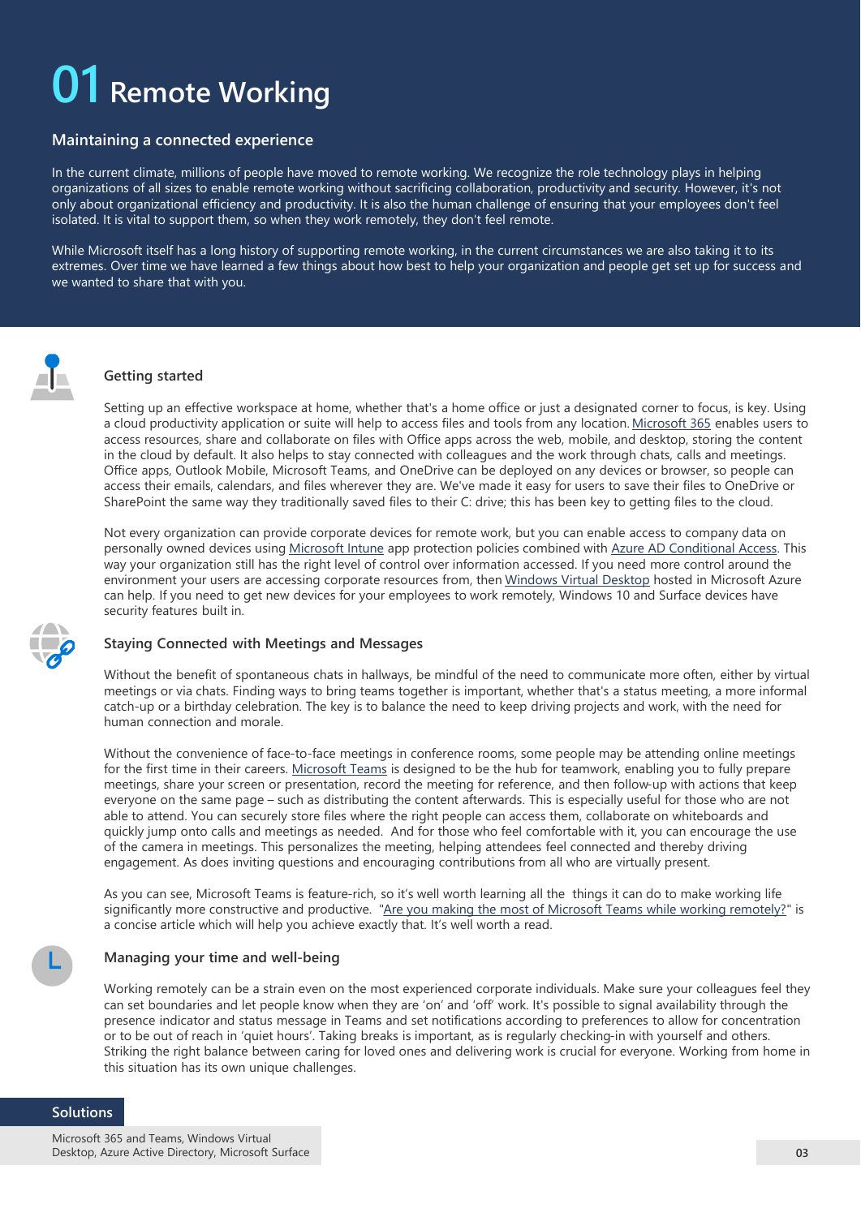# 01 Remote Working

## Maintaining a connected experience

In the current climate, millions of people have moved to remote working. We recognize the role technology plays in helping organizations of all sizes to enable remote working without sacrificing collaboration, productivity and security. However, it's not only about organizational efficiency and productivity. It is also the human challenge of ensuring that your employees don't feel isolated. It is vital to support them, so when they work remotely, they don't feel remote.

While Microsoft itself has a long history of supporting remote working, in the current circumstances we are also taking it to its extremes. Over time we have learned a few things about how best to help your organization and people get set up for success and we wanted to share that with you.

### Getting started

Setting up an effective workspace at home, whether that's a home office or just a designated corner to focus, is key. Using a cloud productivity application or suite will help to access files and tools from any location. Microsoft 365 enables users to access resources, share and collaborate on files with Office apps across the web, mobile, and desktop, storing the content in the cloud by default. It also helps to stay connected with colleagues and the work through chats, calls and meetings. Office apps, Outlook Mobile, Microsoft Teams, and OneDrive can be deployed on any devices or browser, so people can access their emails, calendars, and files wherever they are. We've made it easy for users to save their files to OneDrive or SharePoint the same way they traditionally saved files to their C: drive; this has been key to getting files to the cloud.

Not every organization can provide corporate devices for remote work, but you can enable access to company data on personally owned devices using Microsoft Intune app protection policies combined with Azure AD Conditional Access. This way your organization still has the right level of control over information accessed. If you need more control around the environment your users are accessing corporate resources from, then Windows Virtual Desktop hosted in Microsoft Azure can help. If you need to get new devices for your employees to work remotely, Windows 10 and Surface devices have security features built in.

### Staying Connected with Meetings and Messages

Without the benefit of spontaneous chats in hallways, be mindful of the need to communicate more often, either by virtual meetings or via chats. Finding ways to bring teams together is important, whether that's a status meeting, a more informal catch-up or a birthday celebration. The key is to balance the need to keep driving projects and work, with the need for human connection and morale.

Without the convenience of face-to-face meetings in conference rooms, some people may be attending online meetings for the first time in their careers. Microsoft Teams is designed to be the hub for teamwork, enabling you to fully prepare meetings, share your screen or presentation, record the meeting for reference, and then follow-up with actions that keep everyone on the same page – such as distributing the content afterwards. This is especially useful for those who are not able to attend. You can securely store files where the right people can access them, collaborate on whiteboards and quickly jump onto calls and meetings as needed. And for those who feel comfortable with it, you can encourage the use of the camera in meetings. This personalizes the meeting, helping attendees feel connected and thereby driving engagement. As does inviting questions and encouraging contributions from all who are virtually present.

As you can see, Microsoft Teams is feature-rich, so it's well worth learning all the things it can do to make working life significantly more constructive and productive. "Are you making the most of Microsoft Teams while working remotely?" is a concise article which will help you achieve exactly that. It's well worth a read.

### Managing your time and well-being

Working remotely can be a strain even on the most experienced corporate individuals. Make sure your colleagues feel they can set boundaries and let people know when they are 'on' and 'off' work. It's possible to signal availability through the presence indicator and status message in Teams and set notifications according to preferences to allow for concentration or to be out of reach in 'quiet hours'. Taking breaks is important, as is regularly checking-in with yourself and others. Striking the right balance between caring for loved ones and delivering work is crucial for everyone. Working from home in this situation has its own unique challenges.

**Solutions**

Microsoft 365 and Teams, Windows Virtual Desktop, Azure Active Directory, Microsoft Surface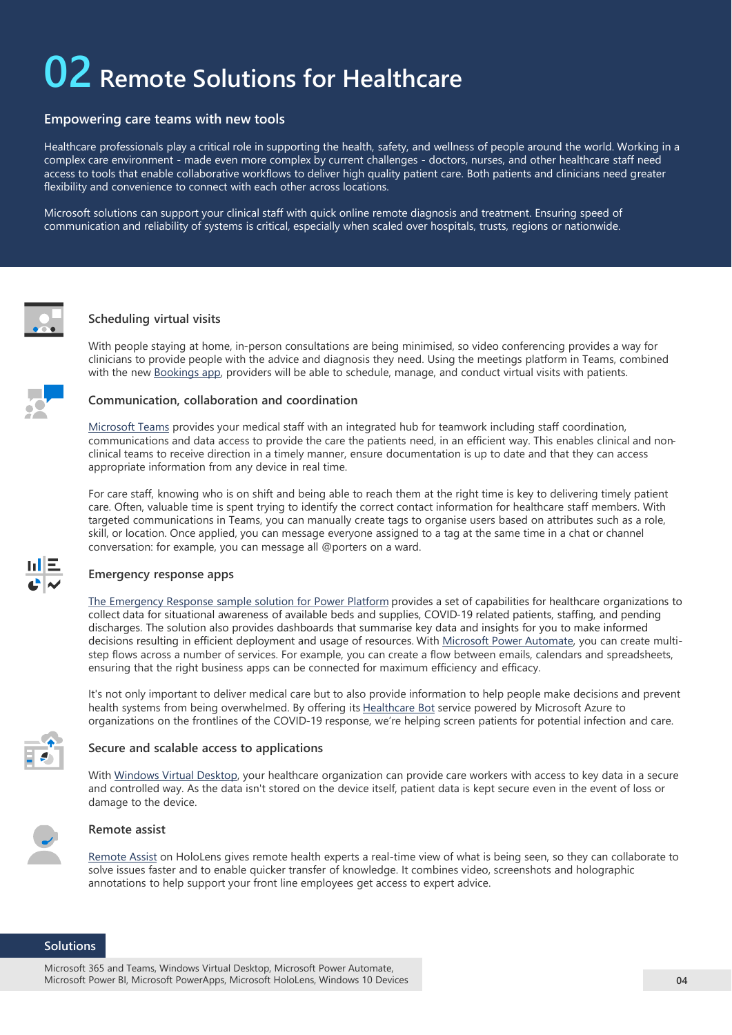# 02 Remote Solutions for Healthcare

## Empowering care teams with new tools

Healthcare professionals play a critical role in supporting the health, safety, and wellness of people around the world. Working in a complex care environment - made even more complex by current challenges - doctors, nurses, and other healthcare staff need access to tools that enable collaborative workflows to deliver high quality patient care. Both patients and clinicians need greater flexibility and convenience to connect with each other across locations.

Microsoft solutions can support your clinical staff with quick online remote diagnosis and treatment. Ensuring speed of communication and reliability of systems is critical, especially when scaled over hospitals, trusts, regions or nationwide.

### Scheduling virtual visits

With people staying at home, in-person consultations are being minimised, so video conferencing provides a way for clinicians to provide people with the advice and diagnosis they need. Using the meetings platform in Teams, combined with the new Bookings app, providers will be able to schedule, manage, and conduct virtual visits with patients.

### Communication, collaboration and coordination

Microsoft Teams provides your medical staff with an integrated hub for teamwork including staff coordination, communications and data access to provide the care the patients need, in an efficient way. This enables clinical and non-clinical teams to receive direction in a timely manner, ensure documentation is up to date and that they can access appropriate information from any device in real time.

For care staff, knowing who is on shift and being able to reach them at the right time is key to delivering timely patient care. Often, valuable time is spent trying to identify the correct contact information for healthcare staff members. With targeted communications in Teams, you can manually create tags to organise users based on attributes such as a role, skill, or location. Once applied, you can message everyone assigned to a tag at the same time in a chat or channel conversation: for example, you can message all @porters on a ward.

### Emergency response apps

The Emergency Response sample solution for Power Platform provides a set of capabilities for healthcare organizations to collect data for situational awareness of available beds and supplies, COVID-19 related patients, staffing, and pending discharges. The solution also provides dashboards that summarise key data and insights for you to make informed decisions resulting in efficient deployment and usage of resources. With Microsoft Power Automate, you can create multi-step flows across a number of services. For example, you can create a flow between emails, calendars and spreadsheets, ensuring that the right business apps can be connected for maximum efficiency and efficacy.

It's not only important to deliver medical care but to also provide information to help people make decisions and prevent health systems from being overwhelmed. By offering its Healthcare Bot service powered by Microsoft Azure to organizations on the frontlines of the COVID-19 response, we're helping screen patients for potential infection and care.

### Secure and scalable access to applications

With Windows Virtual Desktop, your healthcare organization can provide care workers with access to key data in a secure and controlled way. As the data isn't stored on the device itself, patient data is kept secure even in the event of loss or damage to the device.

### Remote assist

Remote Assist on HoloLens gives remote health experts a real-time view of what is being seen, so they can collaborate to solve issues faster and to enable quicker transfer of knowledge. It combines video, screenshots and holographic annotations to help support your front line employees get access to expert advice.

**Solutions**

Microsoft 365 and Teams, Windows Virtual Desktop, Microsoft Power Automate, Microsoft Power BI, Microsoft PowerApps, Microsoft HoloLens, Windows 10 Devices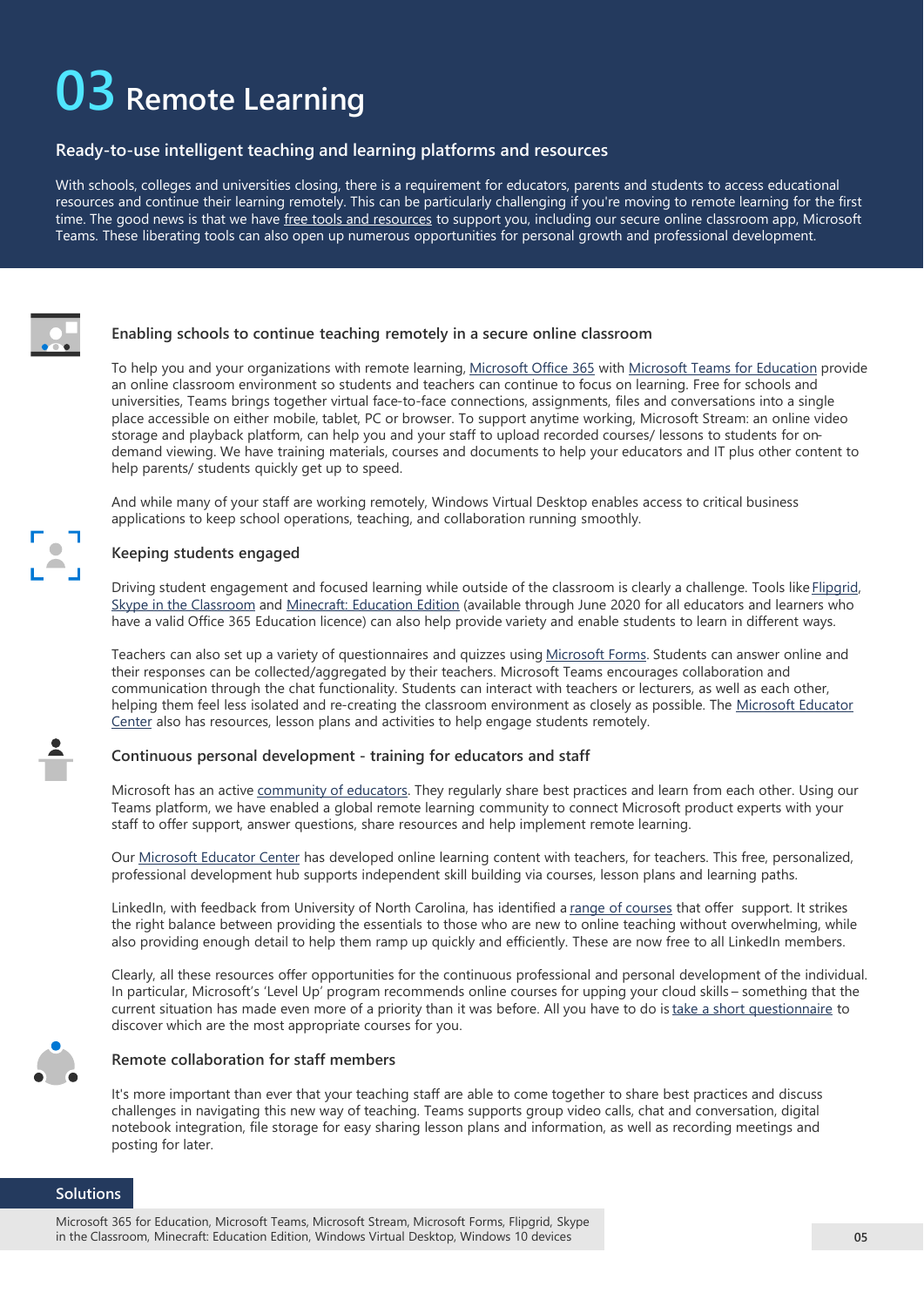# 03 Remote Learning

## Ready-to-use intelligent teaching and learning platforms and resources

With schools, colleges and universities closing, there is a requirement for educators, parents and students to access educational resources and continue their learning remotely. This can be particularly challenging if you're moving to remote learning for the first time. The good news is that we have free tools and resources to support you, including our secure online classroom app, Microsoft Teams. These liberating tools can also open up numerous opportunities for personal growth and professional development.

### Enabling schools to continue teaching remotely in a secure online classroom

To help you and your organizations with remote learning, Microsoft Office 365 with Microsoft Teams for Education provide an online classroom environment so students and teachers can continue to focus on learning. Free for schools and universities, Teams brings together virtual face-to-face connections, assignments, files and conversations into a single place accessible on either mobile, tablet, PC or browser. To support anytime working, Microsoft Stream: an online video storage and playback platform, can help you and your staff to upload recorded courses/ lessons to students for on-demand viewing. We have training materials, courses and documents to help your educators and IT plus other content to help parents/ students quickly get up to speed.

And while many of your staff are working remotely, Windows Virtual Desktop enables access to critical business applications to keep school operations, teaching, and collaboration running smoothly.

### Keeping students engaged

Driving student engagement and focused learning while outside of the classroom is clearly a challenge. Tools like Flipgrid, Skype in the Classroom and Minecraft: Education Edition (available through June 2020 for all educators and learners who have a valid Office 365 Education licence) can also help provide variety and enable students to learn in different ways.

Teachers can also set up a variety of questionnaires and quizzes using Microsoft Forms. Students can answer online and their responses can be collected/aggregated by their teachers. Microsoft Teams encourages collaboration and communication through the chat functionality. Students can interact with teachers or lecturers, as well as each other, helping them feel less isolated and re-creating the classroom environment as closely as possible. The Microsoft Educator Center also has resources, lesson plans and activities to help engage students remotely.

### Continuous personal development - training for educators and staff

Microsoft has an active community of educators. They regularly share best practices and learn from each other. Using our Teams platform, we have enabled a global remote learning community to connect Microsoft product experts with your staff to offer support, answer questions, share resources and help implement remote learning.

Our Microsoft Educator Center has developed online learning content with teachers, for teachers. This free, personalized, professional development hub supports independent skill building via courses, lesson plans and learning paths.

LinkedIn, with feedback from University of North Carolina, has identified a range of courses that offer support. It strikes the right balance between providing the essentials to those who are new to online teaching without overwhelming, while also providing enough detail to help them ramp up quickly and efficiently. These are now free to all LinkedIn members.

Clearly, all these resources offer opportunities for the continuous professional and personal development of the individual. In particular, Microsoft's 'Level Up' program recommends online courses for upping your cloud skills – something that the current situation has made even more of a priority than it was before. All you have to do is take a short questionnaire to discover which are the most appropriate courses for you.

### Remote collaboration for staff members

It's more important than ever that your teaching staff are able to come together to share best practices and discuss challenges in navigating this new way of teaching. Teams supports group video calls, chat and conversation, digital notebook integration, file storage for easy sharing lesson plans and information, as well as recording meetings and posting for later.

**Solutions**

Microsoft 365 for Education, Microsoft Teams, Microsoft Stream, Microsoft Forms, Flipgrid, Skype in the Classroom, Minecraft: Education Edition, Windows Virtual Desktop, Windows 10 devices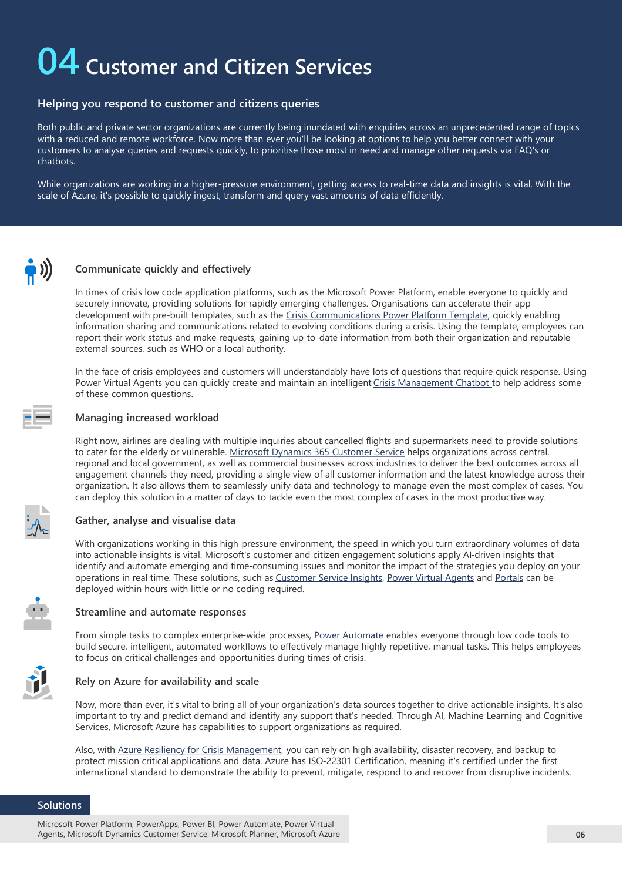# 04 Customer and Citizen Services

## Helping you respond to customer and citizens queries

Both public and private sector organizations are currently being inundated with enquiries across an unprecedented range of topics with a reduced and remote workforce. Now more than ever you'll be looking at options to help you better connect with your customers to analyse queries and requests quickly, to prioritise those most in need and manage other requests via FAQ's or chatbots.

While organizations are working in a higher-pressure environment, getting access to real-time data and insights is vital. With the scale of Azure, it's possible to quickly ingest, transform and query vast amounts of data efficiently.

### Communicate quickly and effectively

In times of crisis low code application platforms, such as the Microsoft Power Platform, enable everyone to quickly and securely innovate, providing solutions for rapidly emerging challenges. Organisations can accelerate their app development with pre-built templates, such as the Crisis Communications Power Platform Template, quickly enabling information sharing and communications related to evolving conditions during a crisis. Using the template, employees can report their work status and make requests, gaining up-to-date information from both their organization and reputable external sources, such as WHO or a local authority.

In the face of crisis employees and customers will understandably have lots of questions that require quick response. Using Power Virtual Agents you can quickly create and maintain an intelligent Crisis Management Chatbot to help address some of these common questions.

### Managing increased workload

Right now, airlines are dealing with multiple inquiries about cancelled flights and supermarkets need to provide solutions to cater for the elderly or vulnerable. Microsoft Dynamics 365 Customer Service helps organizations across central, regional and local government, as well as commercial businesses across industries to deliver the best outcomes across all engagement channels they need, providing a single view of all customer information and the latest knowledge across their organization. It also allows them to seamlessly unify data and technology to manage even the most complex of cases. You can deploy this solution in a matter of days to tackle even the most complex of cases in the most productive way.

### Gather, analyse and visualise data

With organizations working in this high-pressure environment, the speed in which you turn extraordinary volumes of data into actionable insights is vital. Microsoft's customer and citizen engagement solutions apply AI-driven insights that identify and automate emerging and time-consuming issues and monitor the impact of the strategies you deploy on your operations in real time. These solutions, such as Customer Service Insights, Power Virtual Agents and Portals can be deployed within hours with little or no coding required.

### Streamline and automate responses

From simple tasks to complex enterprise-wide processes, Power Automate enables everyone through low code tools to build secure, intelligent, automated workflows to effectively manage highly repetitive, manual tasks. This helps employees to focus on critical challenges and opportunities during times of crisis.

### Rely on Azure for availability and scale

Now, more than ever, it's vital to bring all of your organization's data sources together to drive actionable insights. It's also important to try and predict demand and identify any support that's needed. Through AI, Machine Learning and Cognitive Services, Microsoft Azure has capabilities to support organizations as required.

Also, with Azure Resiliency for Crisis Management, you can rely on high availability, disaster recovery, and backup to protect mission critical applications and data. Azure has ISO-22301 Certification, meaning it's certified under the first international standard to demonstrate the ability to prevent, mitigate, respond to and recover from disruptive incidents.

**Solutions**

Microsoft Power Platform, PowerApps, Power BI, Power Automate, Power Virtual Agents, Microsoft Dynamics Customer Service, Microsoft Planner, Microsoft Azure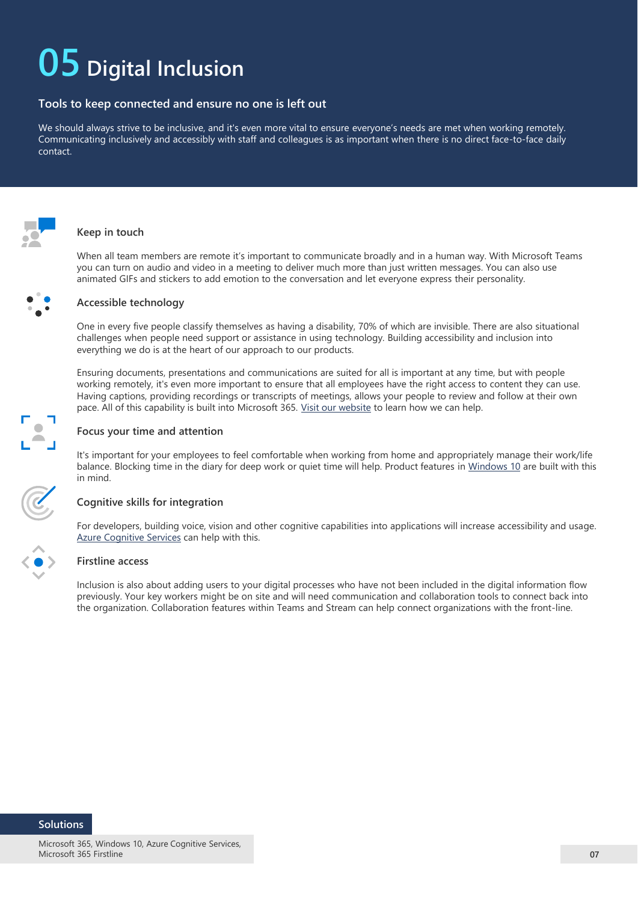# 05 Digital Inclusion

## Tools to keep connected and ensure no one is left out

We should always strive to be inclusive, and it's even more vital to ensure everyone's needs are met when working remotely. Communicating inclusively and accessibly with staff and colleagues is as important when there is no direct face-to-face daily contact.

### Keep in touch

When all team members are remote it's important to communicate broadly and in a human way. With Microsoft Teams you can turn on audio and video in a meeting to deliver much more than just written messages. You can also use animated GIFs and stickers to add emotion to the conversation and let everyone express their personality.

### Accessible technology

One in every five people classify themselves as having a disability, 70% of which are invisible. There are also situational challenges when people need support or assistance in using technology. Building accessibility and inclusion into everything we do is at the heart of our approach to our products.

Ensuring documents, presentations and communications are suited for all is important at any time, but with people working remotely, it's even more important to ensure that all employees have the right access to content they can use. Having captions, providing recordings or transcripts of meetings, allows your people to review and follow at their own pace. All of this capability is built into Microsoft 365. Visit our website to learn how we can help.

### Focus your time and attention

It's important for your employees to feel comfortable when working from home and appropriately manage their work/life balance. Blocking time in the diary for deep work or quiet time will help. Product features in Windows 10 are built with this in mind.

### Cognitive skills for integration

For developers, building voice, vision and other cognitive capabilities into applications will increase accessibility and usage. Azure Cognitive Services can help with this.

### Firstline access

Inclusion is also about adding users to your digital processes who have not been included in the digital information flow previously. Your key workers might be on site and will need communication and collaboration tools to connect back into the organization. Collaboration features within Teams and Stream can help connect organizations with the front-line.

**Solutions**

Microsoft 365, Windows 10, Azure Cognitive Services, Microsoft 365 Firstline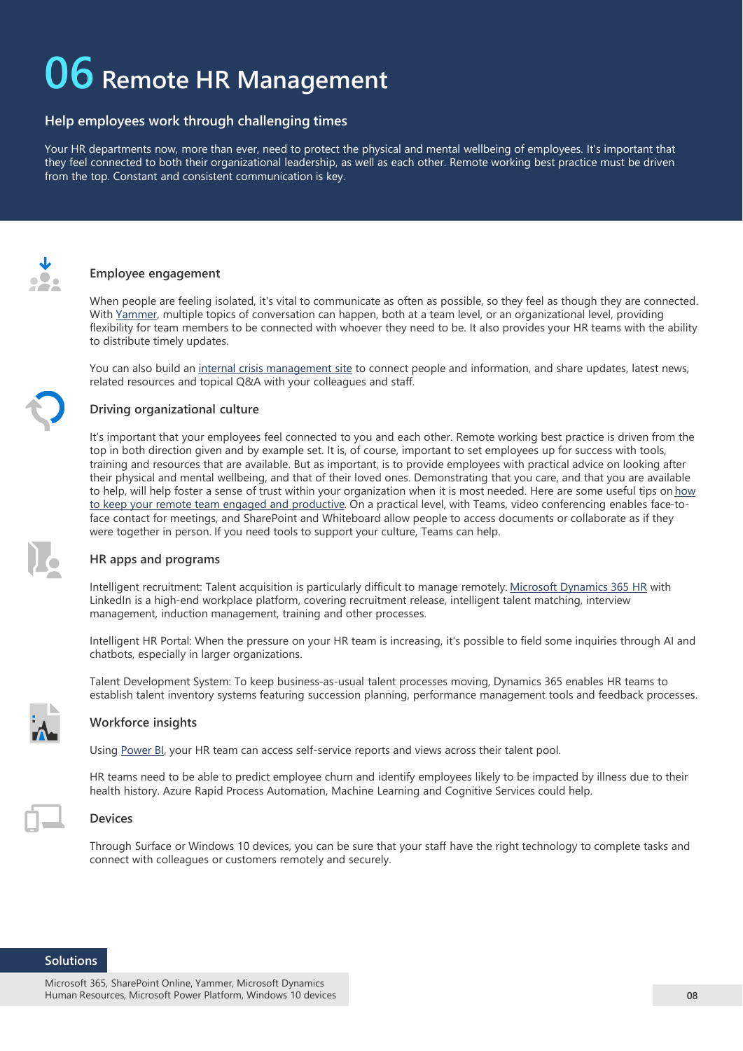# 06 Remote HR Management

## Help employees work through challenging times

Your HR departments now, more than ever, need to protect the physical and mental wellbeing of employees. It's important that they feel connected to both their organizational leadership, as well as each other. Remote working best practice must be driven from the top. Constant and consistent communication is key.

### Employee engagement

When people are feeling isolated, it's vital to communicate as often as possible, so they feel as though they are connected. With Yammer, multiple topics of conversation can happen, both at a team level, or an organizational level, providing flexibility for team members to be connected with whoever they need to be. It also provides your HR teams with the ability to distribute timely updates.

You can also build an internal crisis management site to connect people and information, and share updates, latest news, related resources and topical Q&A with your colleagues and staff.

### Driving organizational culture

It's important that your employees feel connected to you and each other. Remote working best practice is driven from the top in both direction given and by example set. It is, of course, important to set employees up for success with tools, training and resources that are available. But as important, is to provide employees with practical advice on looking after their physical and mental wellbeing, and that of their loved ones. Demonstrating that you care, and that you are available to help, will help foster a sense of trust within your organization when it is most needed. Here are some useful tips on how to keep your remote team engaged and productive. On a practical level, with Teams, video conferencing enables face-to-face contact for meetings, and SharePoint and Whiteboard allow people to access documents or collaborate as if they were together in person. If you need tools to support your culture, Teams can help.

### HR apps and programs

Intelligent recruitment: Talent acquisition is particularly difficult to manage remotely. Microsoft Dynamics 365 HR with LinkedIn is a high-end workplace platform, covering recruitment release, intelligent talent matching, interview management, induction management, training and other processes.

Intelligent HR Portal: When the pressure on your HR team is increasing, it's possible to field some inquiries through AI and chatbots, especially in larger organizations.

Talent Development System: To keep business-as-usual talent processes moving, Dynamics 365 enables HR teams to establish talent inventory systems featuring succession planning, performance management tools and feedback processes.

### Workforce insights

Using Power BI, your HR team can access self-service reports and views across their talent pool.

HR teams need to be able to predict employee churn and identify employees likely to be impacted by illness due to their health history. Azure Rapid Process Automation, Machine Learning and Cognitive Services could help.

### Devices

Through Surface or Windows 10 devices, you can be sure that your staff have the right technology to complete tasks and connect with colleagues or customers remotely and securely.

**Solutions**

Microsoft 365, SharePoint Online, Yammer, Microsoft Dynamics Human Resources, Microsoft Power Platform, Windows 10 devices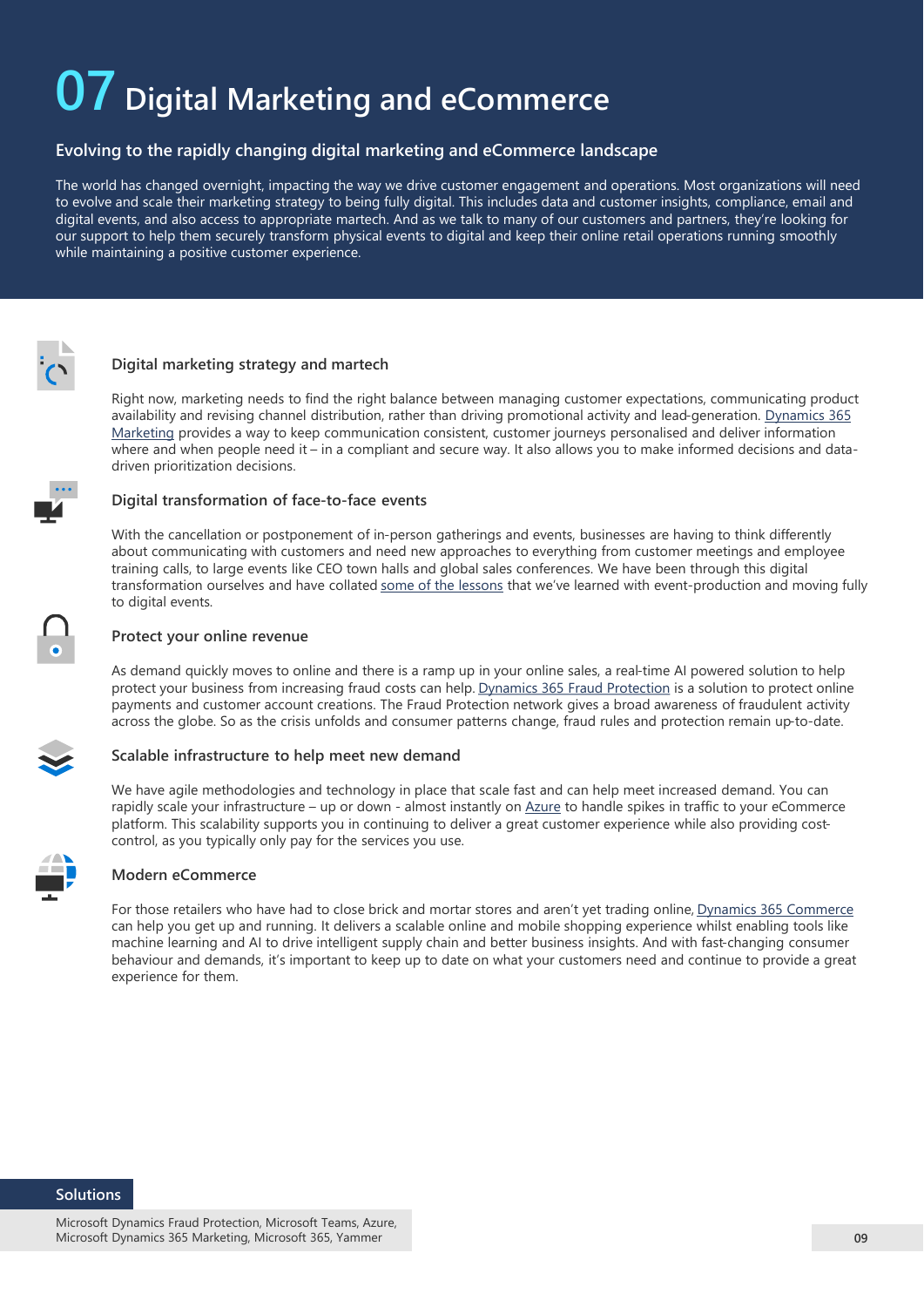# 07 Digital Marketing and eCommerce

## Evolving to the rapidly changing digital marketing and eCommerce landscape

The world has changed overnight, impacting the way we drive customer engagement and operations. Most organizations will need to evolve and scale their marketing strategy to being fully digital. This includes data and customer insights, compliance, email and digital events, and also access to appropriate martech. And as we talk to many of our customers and partners, they're looking for our support to help them securely transform physical events to digital and keep their online retail operations running smoothly while maintaining a positive customer experience.

### Digital marketing strategy and martech

Right now, marketing needs to find the right balance between managing customer expectations, communicating product availability and revising channel distribution, rather than driving promotional activity and lead-generation. Dynamics 365 Marketing provides a way to keep communication consistent, customer journeys personalised and deliver information where and when people need it – in a compliant and secure way. It also allows you to make informed decisions and data-driven prioritization decisions.

### Digital transformation of face-to-face events

With the cancellation or postponement of in-person gatherings and events, businesses are having to think differently about communicating with customers and need new approaches to everything from customer meetings and employee training calls, to large events like CEO town halls and global sales conferences. We have been through this digital transformation ourselves and have collated some of the lessons that we've learned with event-production and moving fully to digital events.

### Protect your online revenue

As demand quickly moves to online and there is a ramp up in your online sales, a real-time AI powered solution to help protect your business from increasing fraud costs can help. Dynamics 365 Fraud Protection is a solution to protect online payments and customer account creations. The Fraud Protection network gives a broad awareness of fraudulent activity across the globe. So as the crisis unfolds and consumer patterns change, fraud rules and protection remain up-to-date.

### Scalable infrastructure to help meet new demand

We have agile methodologies and technology in place that scale fast and can help meet increased demand. You can rapidly scale your infrastructure – up or down - almost instantly on Azure to handle spikes in traffic to your eCommerce platform. This scalability supports you in continuing to deliver a great customer experience while also providing cost-control, as you typically only pay for the services you use.

### Modern eCommerce

For those retailers who have had to close brick and mortar stores and aren't yet trading online, Dynamics 365 Commerce can help you get up and running. It delivers a scalable online and mobile shopping experience whilst enabling tools like machine learning and AI to drive intelligent supply chain and better business insights. And with fast-changing consumer behaviour and demands, it's important to keep up to date on what your customers need and continue to provide a great experience for them.

**Solutions**

Microsoft Dynamics Fraud Protection, Microsoft Teams, Azure, Microsoft Dynamics 365 Marketing, Microsoft 365, Yammer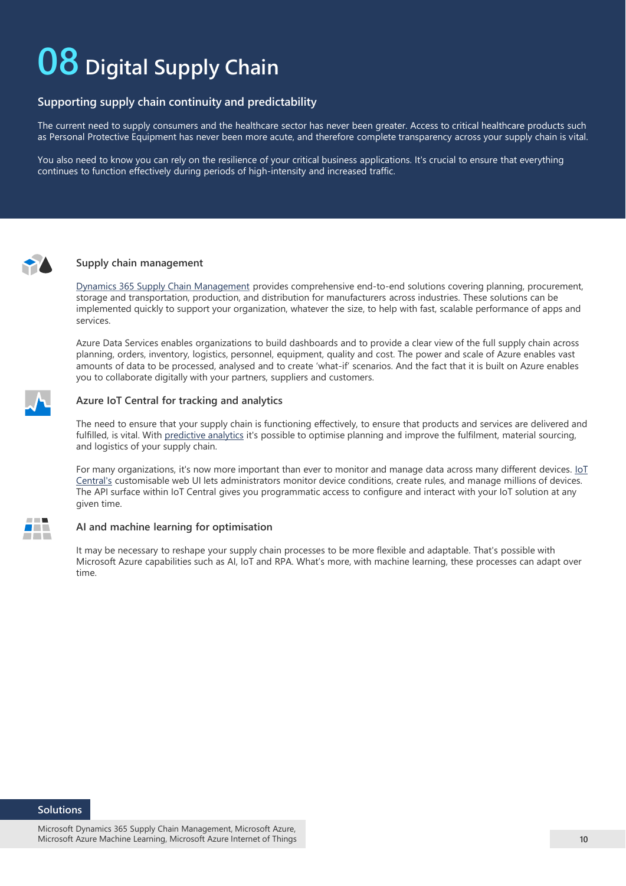# 08 Digital Supply Chain

## Supporting supply chain continuity and predictability

The current need to supply consumers and the healthcare sector has never been greater. Access to critical healthcare products such as Personal Protective Equipment has never been more acute, and therefore complete transparency across your supply chain is vital.

You also need to know you can rely on the resilience of your critical business applications. It's crucial to ensure that everything continues to function effectively during periods of high-intensity and increased traffic.

### Supply chain management

Dynamics 365 Supply Chain Management provides comprehensive end-to-end solutions covering planning, procurement, storage and transportation, production, and distribution for manufacturers across industries. These solutions can be implemented quickly to support your organization, whatever the size, to help with fast, scalable performance of apps and services.

Azure Data Services enables organizations to build dashboards and to provide a clear view of the full supply chain across planning, orders, inventory, logistics, personnel, equipment, quality and cost. The power and scale of Azure enables vast amounts of data to be processed, analysed and to create 'what-if' scenarios. And the fact that it is built on Azure enables you to collaborate digitally with your partners, suppliers and customers.

### Azure IoT Central for tracking and analytics

The need to ensure that your supply chain is functioning effectively, to ensure that products and services are delivered and fulfilled, is vital. With predictive analytics it's possible to optimise planning and improve the fulfilment, material sourcing, and logistics of your supply chain.

For many organizations, it's now more important than ever to monitor and manage data across many different devices. IoT Central's customisable web UI lets administrators monitor device conditions, create rules, and manage millions of devices. The API surface within IoT Central gives you programmatic access to configure and interact with your IoT solution at any given time.

### AI and machine learning for optimisation

It may be necessary to reshape your supply chain processes to be more flexible and adaptable. That's possible with Microsoft Azure capabilities such as AI, IoT and RPA. What's more, with machine learning, these processes can adapt over time.

**Solutions**

Microsoft Dynamics 365 Supply Chain Management, Microsoft Azure, Microsoft Azure Machine Learning, Microsoft Azure Internet of Things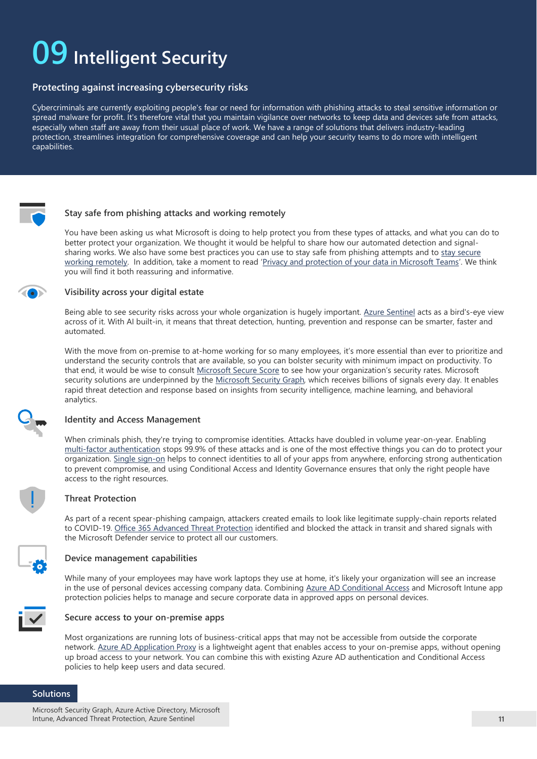# 09 Intelligent Security

## Protecting against increasing cybersecurity risks

Cybercriminals are currently exploiting people's fear or need for information with phishing attacks to steal sensitive information or spread malware for profit. It's therefore vital that you maintain vigilance over networks to keep data and devices safe from attacks, especially when staff are away from their usual place of work. We have a range of solutions that delivers industry-leading protection, streamlines integration for comprehensive coverage and can help your security teams to do more with intelligent capabilities.

### Stay safe from phishing attacks and working remotely

You have been asking us what Microsoft is doing to help protect you from these types of attacks, and what you can do to better protect your organization. We thought it would be helpful to share how our automated detection and signal-sharing works. We also have some best practices you can use to stay safe from phishing attempts and to stay secure working remotely. In addition, take a moment to read 'Privacy and protection of your data in Microsoft Teams'. We think you will find it both reassuring and informative.

### Visibility across your digital estate

Being able to see security risks across your whole organization is hugely important. Azure Sentinel acts as a bird's-eye view across of it. With AI built-in, it means that threat detection, hunting, prevention and response can be smarter, faster and automated.

With the move from on-premise to at-home working for so many employees, it's more essential than ever to prioritize and understand the security controls that are available, so you can bolster security with minimum impact on productivity. To that end, it would be wise to consult Microsoft Secure Score to see how your organization's security rates. Microsoft security solutions are underpinned by the Microsoft Security Graph, which receives billions of signals every day. It enables rapid threat detection and response based on insights from security intelligence, machine learning, and behavioral analytics.

### Identity and Access Management

When criminals phish, they're trying to compromise identities. Attacks have doubled in volume year-on-year. Enabling multi-factor authentication stops 99.9% of these attacks and is one of the most effective things you can do to protect your organization. Single sign-on helps to connect identities to all of your apps from anywhere, enforcing strong authentication to prevent compromise, and using Conditional Access and Identity Governance ensures that only the right people have access to the right resources.

### Threat Protection

As part of a recent spear-phishing campaign, attackers created emails to look like legitimate supply-chain reports related to COVID-19. Office 365 Advanced Threat Protection identified and blocked the attack in transit and shared signals with the Microsoft Defender service to protect all our customers.

### Device management capabilities

While many of your employees may have work laptops they use at home, it's likely your organization will see an increase in the use of personal devices accessing company data. Combining Azure AD Conditional Access and Microsoft Intune app protection policies helps to manage and secure corporate data in approved apps on personal devices.

### Secure access to your on-premise apps

Most organizations are running lots of business-critical apps that may not be accessible from outside the corporate network. Azure AD Application Proxy is a lightweight agent that enables access to your on-premise apps, without opening up broad access to your network. You can combine this with existing Azure AD authentication and Conditional Access policies to help keep users and data secured.

#### Solutions

Microsoft Security Graph, Azure Active Directory, Microsoft Intune, Advanced Threat Protection, Azure Sentinel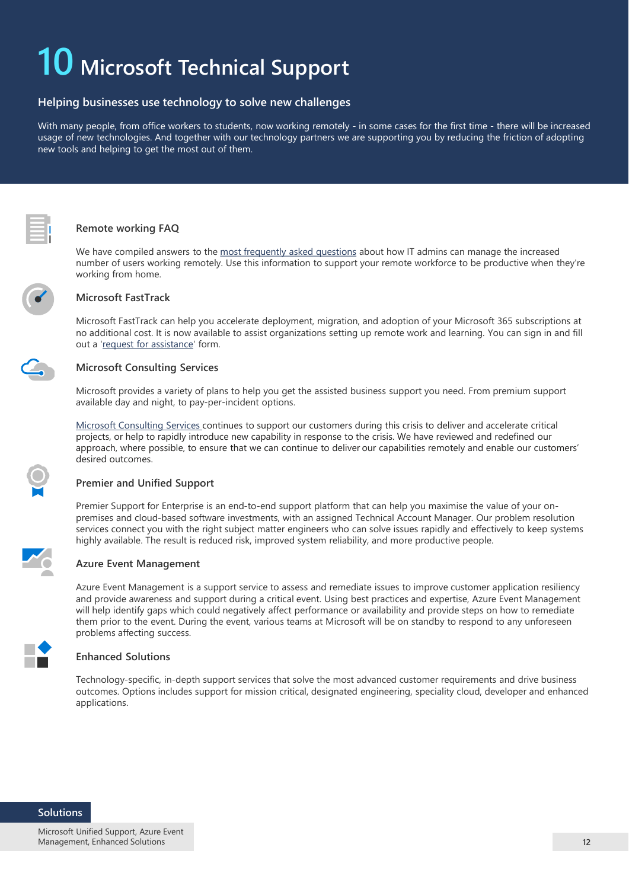# 10 Microsoft Technical Support

## Helping businesses use technology to solve new challenges

With many people, from office workers to students, now working remotely - in some cases for the first time - there will be increased usage of new technologies. And together with our technology partners we are supporting you by reducing the friction of adopting new tools and helping to get the most out of them.

### Remote working FAQ

We have compiled answers to the most frequently asked questions about how IT admins can manage the increased number of users working remotely. Use this information to support your remote workforce to be productive when they're working from home.

### Microsoft FastTrack

Microsoft FastTrack can help you accelerate deployment, migration, and adoption of your Microsoft 365 subscriptions at no additional cost. It is now available to assist organizations setting up remote work and learning. You can sign in and fill out a 'request for assistance' form.

### Microsoft Consulting Services

Microsoft provides a variety of plans to help you get the assisted business support you need. From premium support available day and night, to pay-per-incident options.

Microsoft Consulting Services continues to support our customers during this crisis to deliver and accelerate critical projects, or help to rapidly introduce new capability in response to the crisis. We have reviewed and redefined our approach, where possible, to ensure that we can continue to deliver our capabilities remotely and enable our customers' desired outcomes.

### Premier and Unified Support

Premier Support for Enterprise is an end-to-end support platform that can help you maximise the value of your on-premises and cloud-based software investments, with an assigned Technical Account Manager. Our problem resolution services connect you with the right subject matter engineers who can solve issues rapidly and effectively to keep systems highly available. The result is reduced risk, improved system reliability, and more productive people.

### Azure Event Management

Azure Event Management is a support service to assess and remediate issues to improve customer application resiliency and provide awareness and support during a critical event. Using best practices and expertise, Azure Event Management will help identify gaps which could negatively affect performance or availability and provide steps on how to remediate them prior to the event. During the event, various teams at Microsoft will be on standby to respond to any unforeseen problems affecting success.

### Enhanced Solutions

Technology-specific, in-depth support services that solve the most advanced customer requirements and drive business outcomes. Options includes support for mission critical, designated engineering, speciality cloud, developer and enhanced applications.

**Solutions**

Microsoft Unified Support, Azure Event Management, Enhanced Solutions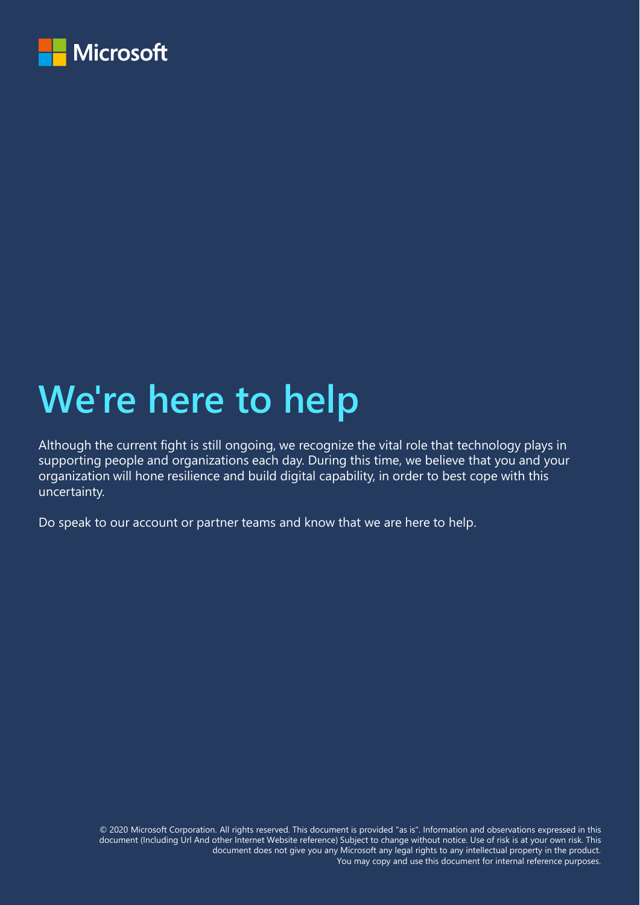Microsoft

# We're here to help

Although the current fight is still ongoing, we recognize the vital role that technology plays in supporting people and organizations each day. During this time, we believe that you and your organization will hone resilience and build digital capability, in order to best cope with this uncertainty.

Do speak to our account or partner teams and know that we are here to help.

© 2020 Microsoft Corporation. All rights reserved. This document is provided "as is". Information and observations expressed in this document (Including Url And other Internet Website reference) Subject to change without notice. Use of risk is at your own risk. This document does not give you any Microsoft any legal rights to any intellectual property in the product. You may copy and use this document for internal reference purposes.